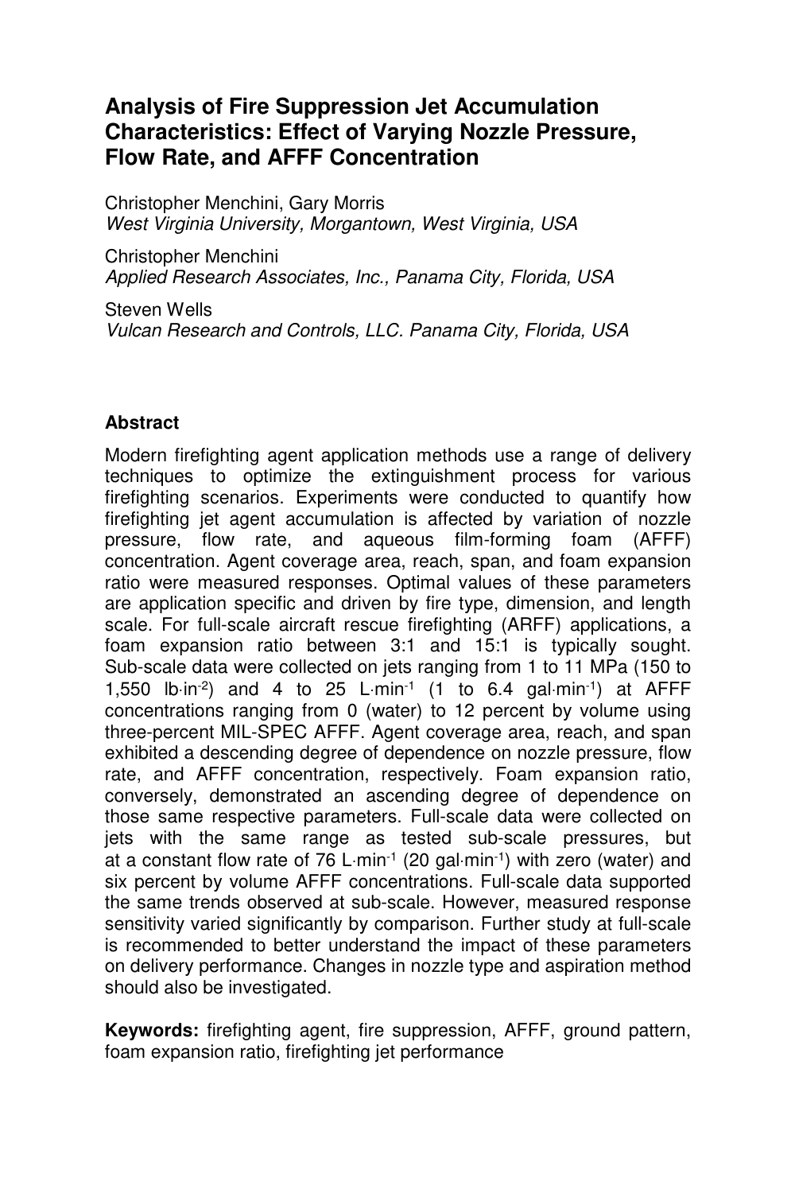# Analysis of Fire Suppression Jet Accumulation Characteristics: Effect of Varying Nozzle Pressure, Flow Rate, and AFFF Concentration

Christopher Menchini, Gary Morris
*West Virginia University, Morgantown, West Virginia, USA*

Christopher Menchini
*Applied Research Associates, Inc., Panama City, Florida, USA*

Steven Wells
*Vulcan Research and Controls, LLC. Panama City, Florida, USA*

## Abstract

Modern firefighting agent application methods use a range of delivery techniques to optimize the extinguishment process for various firefighting scenarios. Experiments were conducted to quantify how firefighting jet agent accumulation is affected by variation of nozzle pressure, flow rate, and aqueous film-forming foam (AFFF) concentration. Agent coverage area, reach, span, and foam expansion ratio were measured responses. Optimal values of these parameters are application specific and driven by fire type, dimension, and length scale. For full-scale aircraft rescue firefighting (ARFF) applications, a foam expansion ratio between 3:1 and 15:1 is typically sought. Sub-scale data were collected on jets ranging from 1 to 11 MPa (150 to 1,550 $lb{\cdot}in^{-2}$) and 4 to 25 $L{\cdot}min^{-1}$ (1 to 6.4 $gal{\cdot}min^{-1}$) at AFFF concentrations ranging from 0 (water) to 12 percent by volume using three-percent MIL-SPEC AFFF. Agent coverage area, reach, and span exhibited a descending degree of dependence on nozzle pressure, flow rate, and AFFF concentration, respectively. Foam expansion ratio, conversely, demonstrated an ascending degree of dependence on those same respective parameters. Full-scale data were collected on jets with the same range as tested sub-scale pressures, but at a constant flow rate of 76 $L{\cdot}min^{-1}$ (20 $gal{\cdot}min^{-1}$) with zero (water) and six percent by volume AFFF concentrations. Full-scale data supported the same trends observed at sub-scale. However, measured response sensitivity varied significantly by comparison. Further study at full-scale is recommended to better understand the impact of these parameters on delivery performance. Changes in nozzle type and aspiration method should also be investigated.

**Keywords:** firefighting agent, fire suppression, AFFF, ground pattern, foam expansion ratio, firefighting jet performance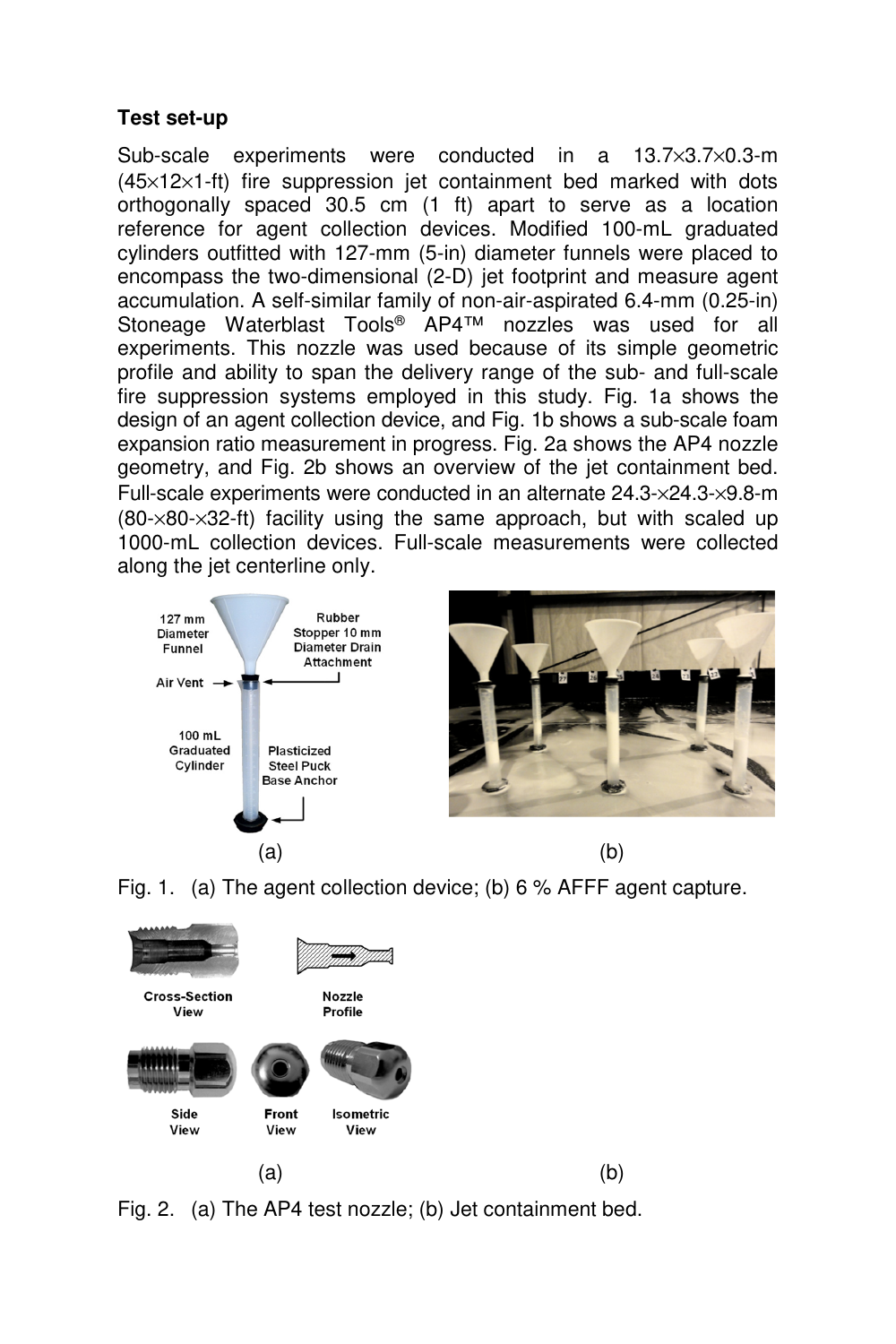### Test set-up

Sub-scale experiments were conducted in a 13.7×3.7×0.3-m (45×12×1-ft) fire suppression jet containment bed marked with dots orthogonally spaced 30.5 cm (1 ft) apart to serve as a location reference for agent collection devices. Modified 100-mL graduated cylinders outfitted with 127-mm (5-in) diameter funnels were placed to encompass the two-dimensional (2-D) jet footprint and measure agent accumulation. A self-similar family of non-air-aspirated 6.4-mm (0.25-in) Stoneage Waterblast Tools® AP4™ nozzles was used for all experiments. This nozzle was used because of its simple geometric profile and ability to span the delivery range of the sub- and full-scale fire suppression systems employed in this study. Fig. 1a shows the design of an agent collection device, and Fig. 1b shows a sub-scale foam expansion ratio measurement in progress. Fig. 2a shows the AP4 nozzle geometry, and Fig. 2b shows an overview of the jet containment bed. Full-scale experiments were conducted in an alternate 24.3-×24.3-×9.8-m (80-×80-×32-ft) facility using the same approach, but with scaled up 1000-mL collection devices. Full-scale measurements were collected along the jet centerline only.

127 mm Diameter Funnel; Rubber Stopper 10 mm Diameter Drain Attachment; Air Vent; 100 mL Graduated Cylinder; Plasticized Steel Puck Base Anchor

(a) (b)

Fig. 1. (a) The agent collection device; (b) 6 % AFFF agent capture.

Cross-Section View; Nozzle Profile; Side View; Front View; Isometric View

(a) (b)

Fig. 2. (a) The AP4 test nozzle; (b) Jet containment bed.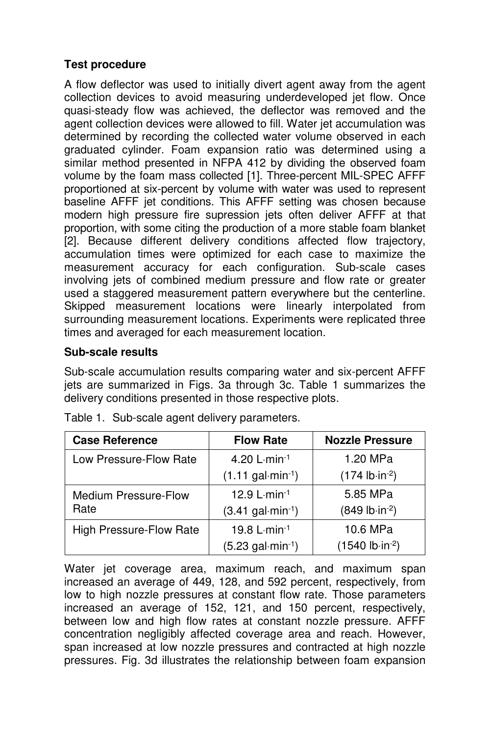### Test procedure

A flow deflector was used to initially divert agent away from the agent collection devices to avoid measuring underdeveloped jet flow. Once quasi-steady flow was achieved, the deflector was removed and the agent collection devices were allowed to fill. Water jet accumulation was determined by recording the collected water volume observed in each graduated cylinder. Foam expansion ratio was determined using a similar method presented in NFPA 412 by dividing the observed foam volume by the foam mass collected [1]. Three-percent MIL-SPEC AFFF proportioned at six-percent by volume with water was used to represent baseline AFFF jet conditions. This AFFF setting was chosen because modern high pressure fire supression jets often deliver AFFF at that proportion, with some citing the production of a more stable foam blanket [2]. Because different delivery conditions affected flow trajectory, accumulation times were optimized for each case to maximize the measurement accuracy for each configuration. Sub-scale cases involving jets of combined medium pressure and flow rate or greater used a staggered measurement pattern everywhere but the centerline. Skipped measurement locations were linearly interpolated from surrounding measurement locations. Experiments were replicated three times and averaged for each measurement location.

### Sub-scale results

Sub-scale accumulation results comparing water and six-percent AFFF jets are summarized in Figs. 3a through 3c. Table 1 summarizes the delivery conditions presented in those respective plots.

Table 1. Sub-scale agent delivery parameters.

| Case Reference | Flow Rate | Nozzle Pressure |
|---|---|---|
| Low Pressure-Flow Rate | 4.20 $L{\cdot}min^{-1}$ (1.11 $gal{\cdot}min^{-1}$) | 1.20 MPa (174 $lb{\cdot}in^{-2}$) |
| Medium Pressure-Flow Rate | 12.9 $L{\cdot}min^{-1}$ (3.41 $gal{\cdot}min^{-1}$) | 5.85 MPa (849 $lb{\cdot}in^{-2}$) |
| High Pressure-Flow Rate | 19.8 $L{\cdot}min^{-1}$ (5.23 $gal{\cdot}min^{-1}$) | 10.6 MPa (1540 $lb{\cdot}in^{-2}$) |

Water jet coverage area, maximum reach, and maximum span increased an average of 449, 128, and 592 percent, respectively, from low to high nozzle pressures at constant flow rate. Those parameters increased an average of 152, 121, and 150 percent, respectively, between low and high flow rates at constant nozzle pressure. AFFF concentration negligibly affected coverage area and reach. However, span increased at low nozzle pressures and contracted at high nozzle pressures. Fig. 3d illustrates the relationship between foam expansion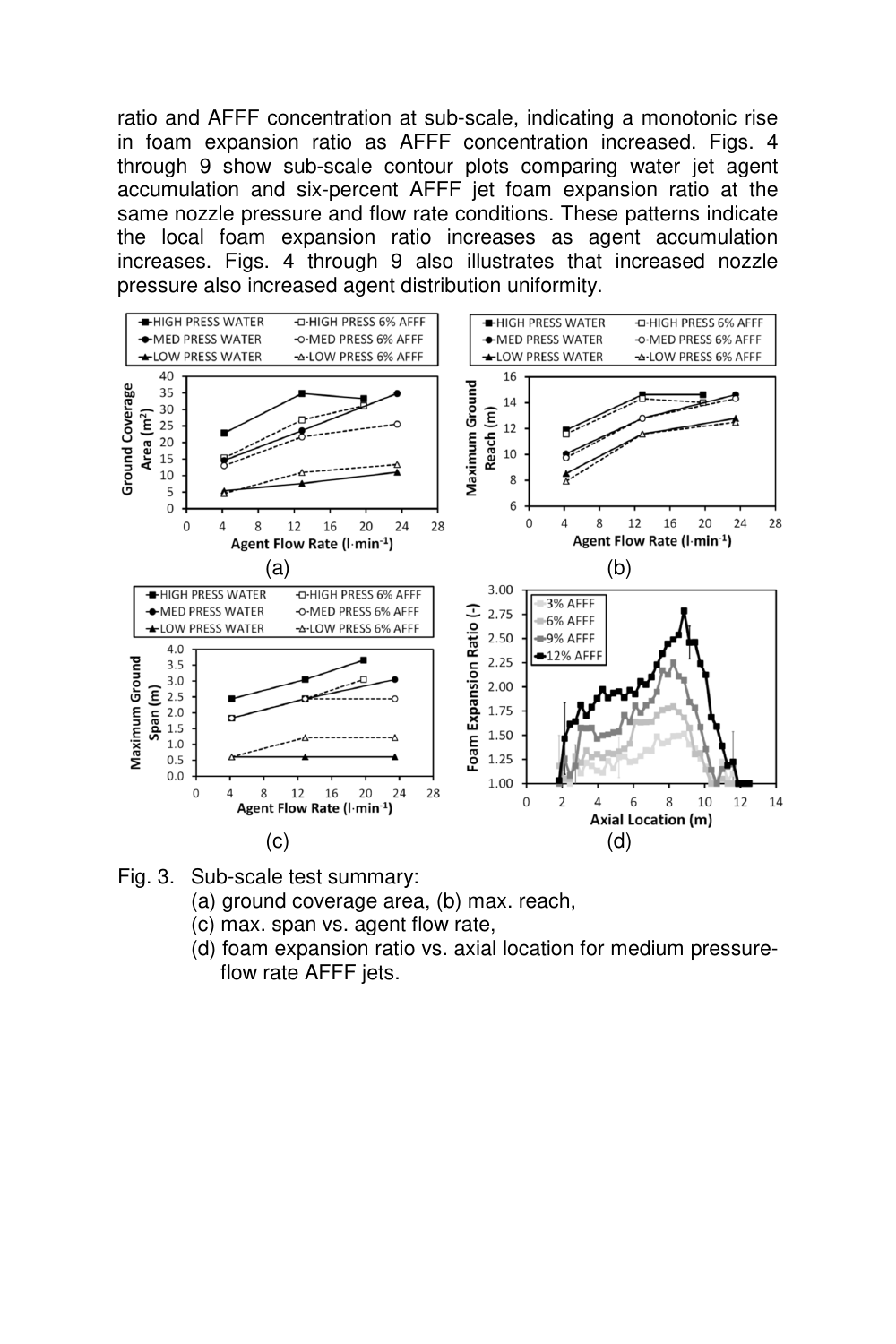ratio and AFFF concentration at sub-scale, indicating a monotonic rise in foam expansion ratio as AFFF concentration increased. Figs. 4 through 9 show sub-scale contour plots comparing water jet agent accumulation and six-percent AFFF jet foam expansion ratio at the same nozzle pressure and flow rate conditions. These patterns indicate the local foam expansion ratio increases as agent accumulation increases. Figs. 4 through 9 also illustrates that increased nozzle pressure also increased agent distribution uniformity.

Fig. 3. Sub-scale test summary:
(a) ground coverage area, (b) max. reach,
(c) max. span vs. agent flow rate,
(d) foam expansion ratio vs. axial location for medium pressure-flow rate AFFF jets.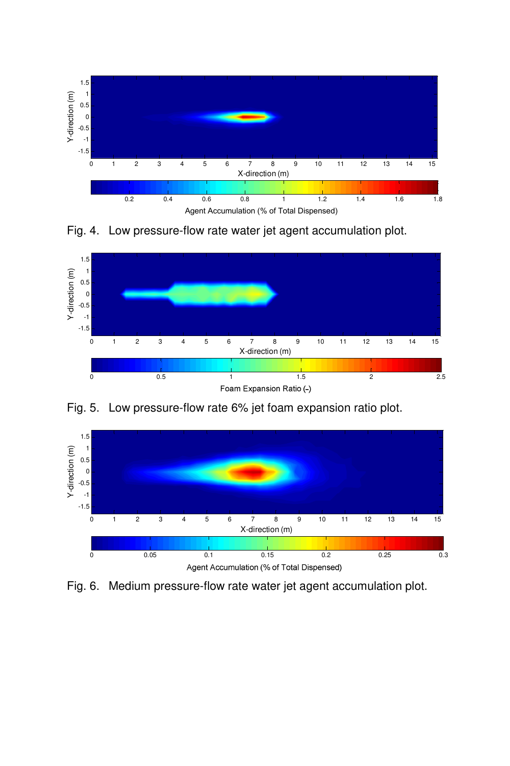Fig. 4. Low pressure-flow rate water jet agent accumulation plot.

Fig. 5. Low pressure-flow rate 6% jet foam expansion ratio plot.

Fig. 6. Medium pressure-flow rate water jet agent accumulation plot.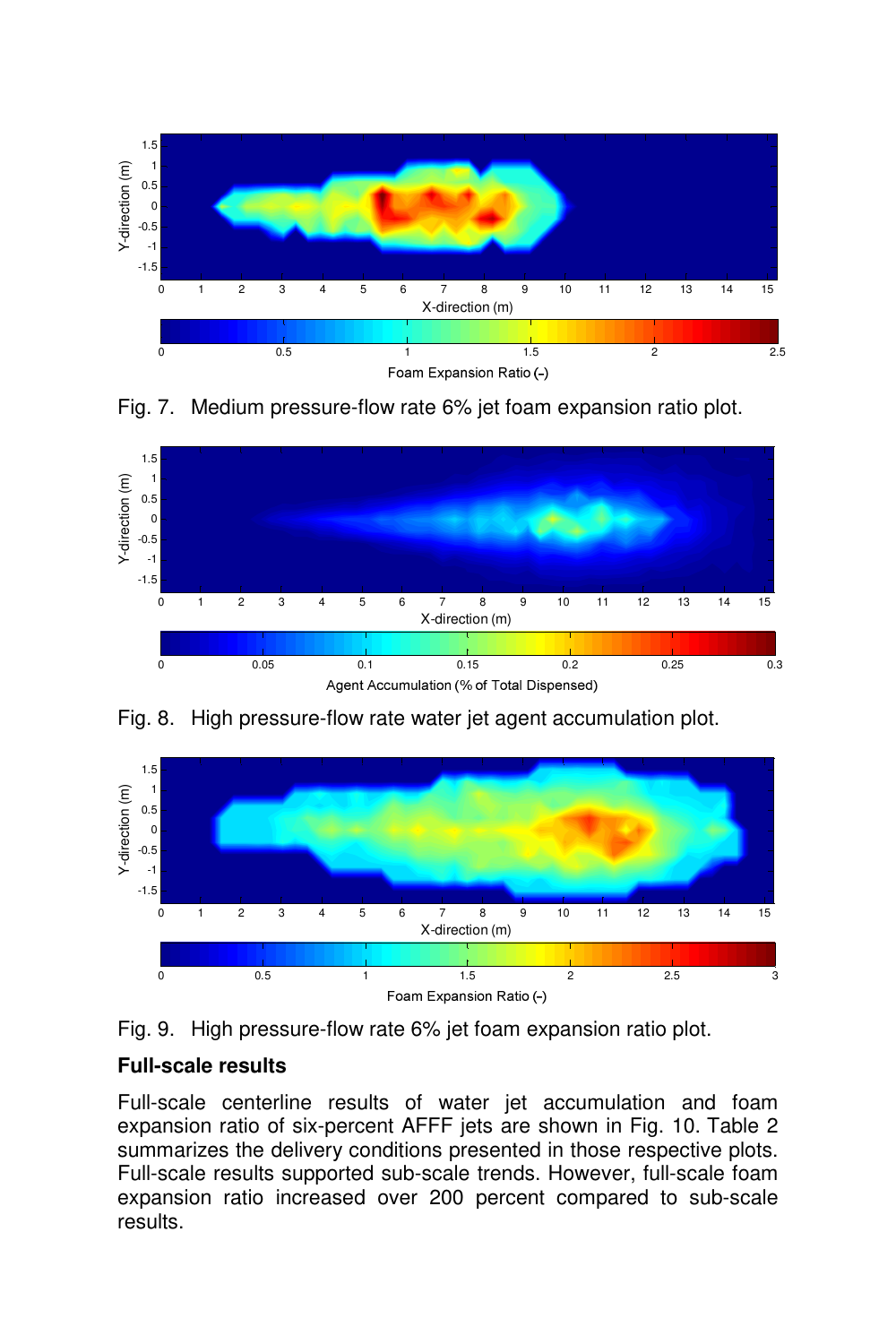Fig. 7. Medium pressure-flow rate 6% jet foam expansion ratio plot.

Fig. 8. High pressure-flow rate water jet agent accumulation plot.

Fig. 9. High pressure-flow rate 6% jet foam expansion ratio plot.

## Full-scale results

Full-scale centerline results of water jet accumulation and foam expansion ratio of six-percent AFFF jets are shown in Fig. 10. Table 2 summarizes the delivery conditions presented in those respective plots. Full-scale results supported sub-scale trends. However, full-scale foam expansion ratio increased over 200 percent compared to sub-scale results.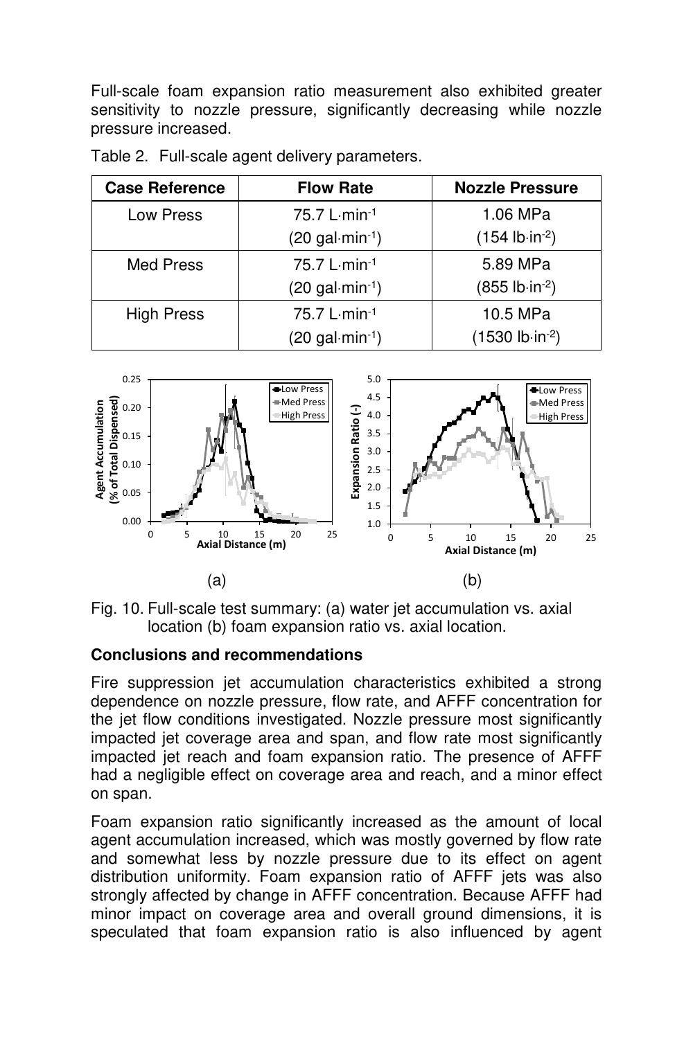Full-scale foam expansion ratio measurement also exhibited greater sensitivity to nozzle pressure, significantly decreasing while nozzle pressure increased.

Table 2. Full-scale agent delivery parameters.

| Case Reference | Flow Rate | Nozzle Pressure |
|---|---|---|
| Low Press | 75.7 L·min$^{-1}$ (20 gal·min$^{-1}$) | 1.06 MPa (154 lb·in$^{-2}$) |
| Med Press | 75.7 L·min$^{-1}$ (20 gal·min$^{-1}$) | 5.89 MPa (855 lb·in$^{-2}$) |
| High Press | 75.7 L·min$^{-1}$ (20 gal·min$^{-1}$) | 10.5 MPa (1530 lb·in$^{-2}$) |

Fig. 10. Full-scale test summary: (a) water jet accumulation vs. axial location (b) foam expansion ratio vs. axial location.

## Conclusions and recommendations

Fire suppression jet accumulation characteristics exhibited a strong dependence on nozzle pressure, flow rate, and AFFF concentration for the jet flow conditions investigated. Nozzle pressure most significantly impacted jet coverage area and span, and flow rate most significantly impacted jet reach and foam expansion ratio. The presence of AFFF had a negligible effect on coverage area and reach, and a minor effect on span.

Foam expansion ratio significantly increased as the amount of local agent accumulation increased, which was mostly governed by flow rate and somewhat less by nozzle pressure due to its effect on agent distribution uniformity. Foam expansion ratio of AFFF jets was also strongly affected by change in AFFF concentration. Because AFFF had minor impact on coverage area and overall ground dimensions, it is speculated that foam expansion ratio is also influenced by agent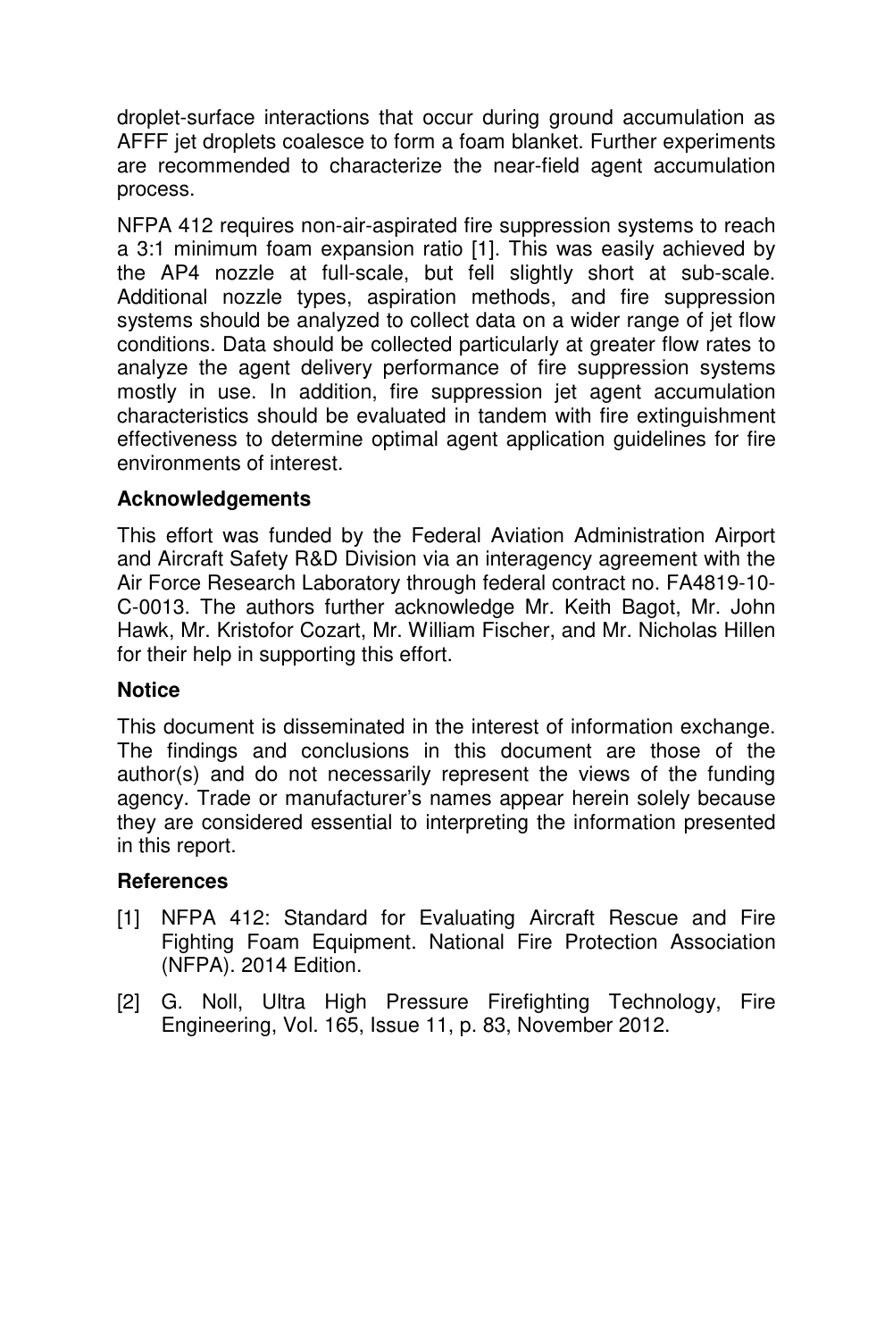droplet-surface interactions that occur during ground accumulation as AFFF jet droplets coalesce to form a foam blanket. Further experiments are recommended to characterize the near-field agent accumulation process.

NFPA 412 requires non-air-aspirated fire suppression systems to reach a 3:1 minimum foam expansion ratio [1]. This was easily achieved by the AP4 nozzle at full-scale, but fell slightly short at sub-scale. Additional nozzle types, aspiration methods, and fire suppression systems should be analyzed to collect data on a wider range of jet flow conditions. Data should be collected particularly at greater flow rates to analyze the agent delivery performance of fire suppression systems mostly in use. In addition, fire suppression jet agent accumulation characteristics should be evaluated in tandem with fire extinguishment effectiveness to determine optimal agent application guidelines for fire environments of interest.

### Acknowledgements

This effort was funded by the Federal Aviation Administration Airport and Aircraft Safety R&D Division via an interagency agreement with the Air Force Research Laboratory through federal contract no. FA4819-10-C-0013. The authors further acknowledge Mr. Keith Bagot, Mr. John Hawk, Mr. Kristofor Cozart, Mr. William Fischer, and Mr. Nicholas Hillen for their help in supporting this effort.

### Notice

This document is disseminated in the interest of information exchange. The findings and conclusions in this document are those of the author(s) and do not necessarily represent the views of the funding agency. Trade or manufacturer's names appear herein solely because they are considered essential to interpreting the information presented in this report.

### References

[1] NFPA 412: Standard for Evaluating Aircraft Rescue and Fire Fighting Foam Equipment. National Fire Protection Association (NFPA). 2014 Edition.

[2] G. Noll, Ultra High Pressure Firefighting Technology, Fire Engineering, Vol. 165, Issue 11, p. 83, November 2012.